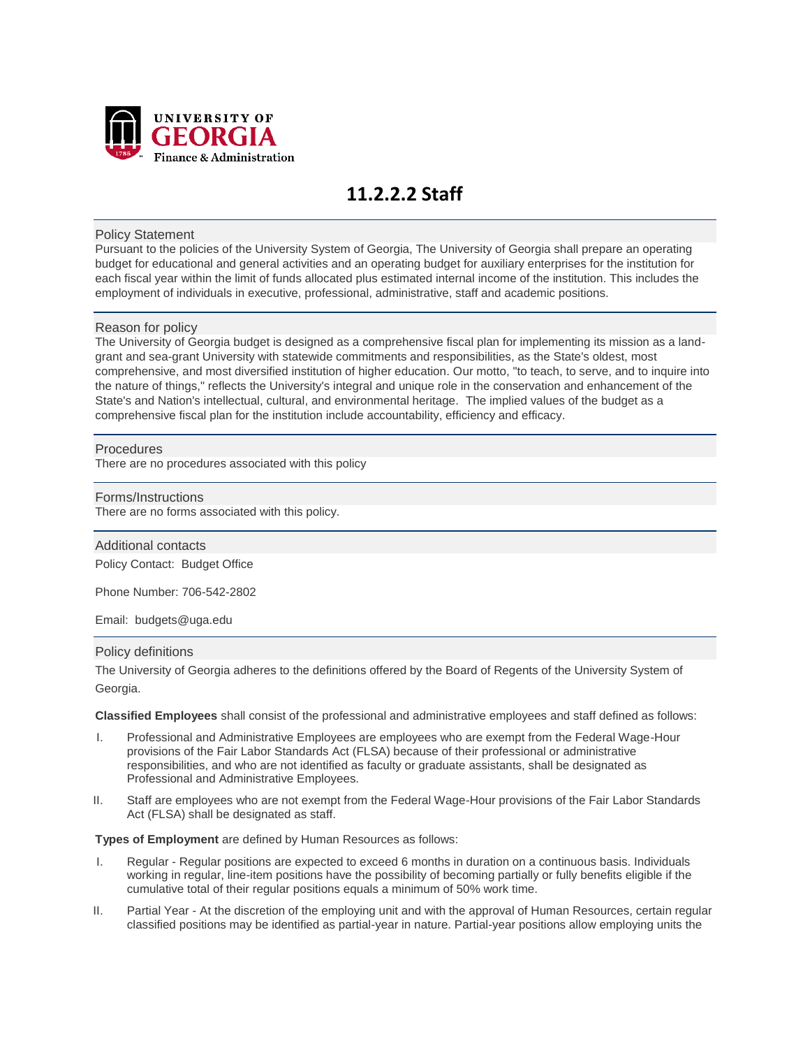UNIVERSITY OF
GEORGIA
Finance & Administration

# 11.2.2.2 Staff

## Policy Statement

Pursuant to the policies of the University System of Georgia, The University of Georgia shall prepare an operating budget for educational and general activities and an operating budget for auxiliary enterprises for the institution for each fiscal year within the limit of funds allocated plus estimated internal income of the institution. This includes the employment of individuals in executive, professional, administrative, staff and academic positions.

## Reason for policy

The University of Georgia budget is designed as a comprehensive fiscal plan for implementing its mission as a land-grant and sea-grant University with statewide commitments and responsibilities, as the State's oldest, most comprehensive, and most diversified institution of higher education. Our motto, "to teach, to serve, and to inquire into the nature of things," reflects the University's integral and unique role in the conservation and enhancement of the State's and Nation's intellectual, cultural, and environmental heritage. The implied values of the budget as a comprehensive fiscal plan for the institution include accountability, efficiency and efficacy.

## Procedures

There are no procedures associated with this policy

## Forms/Instructions

There are no forms associated with this policy.

## Additional contacts

Policy Contact: Budget Office

Phone Number: 706-542-2802

Email: budgets@uga.edu

## Policy definitions

The University of Georgia adheres to the definitions offered by the Board of Regents of the University System of Georgia.

**Classified Employees** shall consist of the professional and administrative employees and staff defined as follows:

I. Professional and Administrative Employees are employees who are exempt from the Federal Wage-Hour provisions of the Fair Labor Standards Act (FLSA) because of their professional or administrative responsibilities, and who are not identified as faculty or graduate assistants, shall be designated as Professional and Administrative Employees.

II. Staff are employees who are not exempt from the Federal Wage-Hour provisions of the Fair Labor Standards Act (FLSA) shall be designated as staff.

**Types of Employment** are defined by Human Resources as follows:

I. Regular - Regular positions are expected to exceed 6 months in duration on a continuous basis. Individuals working in regular, line-item positions have the possibility of becoming partially or fully benefits eligible if the cumulative total of their regular positions equals a minimum of 50% work time.

II. Partial Year - At the discretion of the employing unit and with the approval of Human Resources, certain regular classified positions may be identified as partial-year in nature. Partial-year positions allow employing units the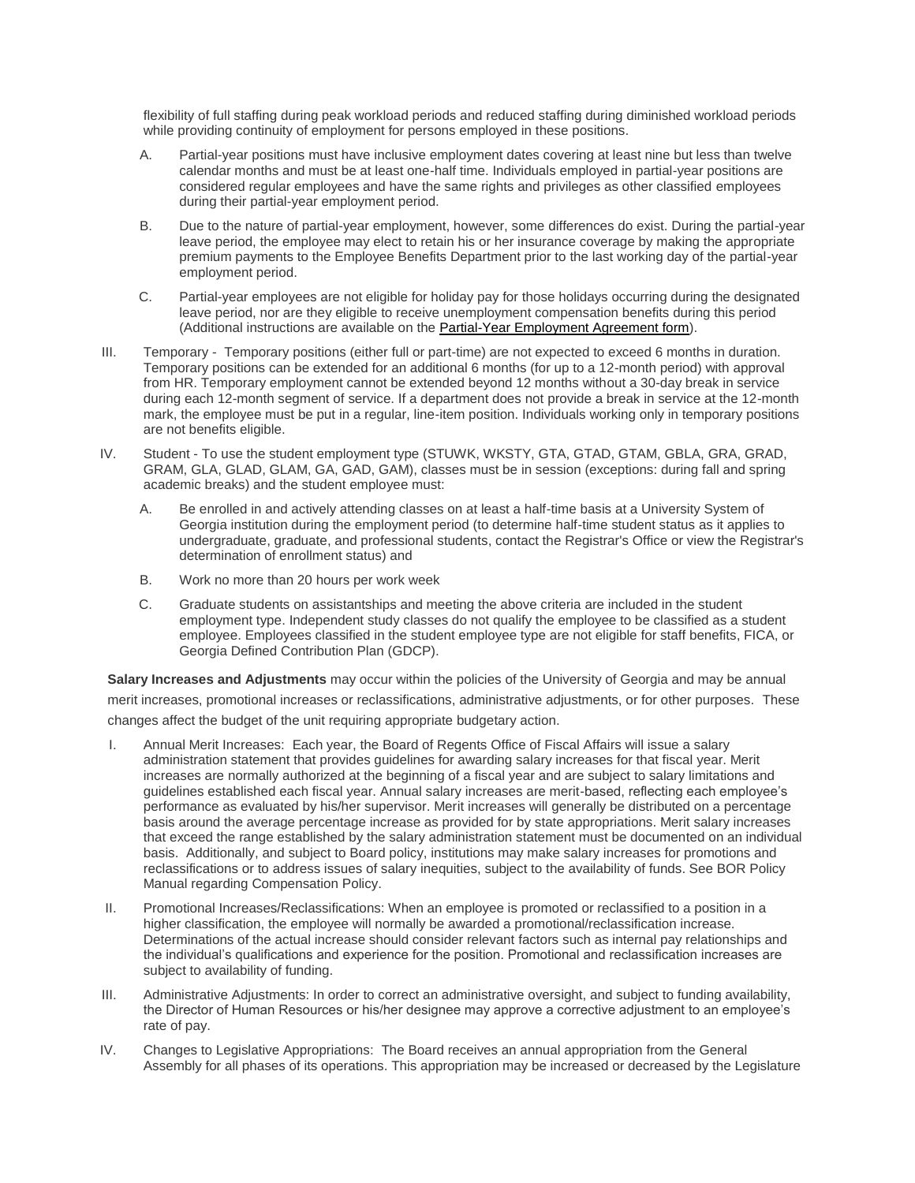flexibility of full staffing during peak workload periods and reduced staffing during diminished workload periods while providing continuity of employment for persons employed in these positions.

A. Partial-year positions must have inclusive employment dates covering at least nine but less than twelve calendar months and must be at least one-half time. Individuals employed in partial-year positions are considered regular employees and have the same rights and privileges as other classified employees during their partial-year employment period.

B. Due to the nature of partial-year employment, however, some differences do exist. During the partial-year leave period, the employee may elect to retain his or her insurance coverage by making the appropriate premium payments to the Employee Benefits Department prior to the last working day of the partial-year employment period.

C. Partial-year employees are not eligible for holiday pay for those holidays occurring during the designated leave period, nor are they eligible to receive unemployment compensation benefits during this period (Additional instructions are available on the Partial-Year Employment Agreement form).

III. Temporary - Temporary positions (either full or part-time) are not expected to exceed 6 months in duration. Temporary positions can be extended for an additional 6 months (for up to a 12-month period) with approval from HR. Temporary employment cannot be extended beyond 12 months without a 30-day break in service during each 12-month segment of service. If a department does not provide a break in service at the 12-month mark, the employee must be put in a regular, line-item position. Individuals working only in temporary positions are not benefits eligible.

IV. Student - To use the student employment type (STUWK, WKSTY, GTA, GTAD, GTAM, GBLA, GRA, GRAD, GRAM, GLA, GLAD, GLAM, GA, GAD, GAM), classes must be in session (exceptions: during fall and spring academic breaks) and the student employee must:

A. Be enrolled in and actively attending classes on at least a half-time basis at a University System of Georgia institution during the employment period (to determine half-time student status as it applies to undergraduate, graduate, and professional students, contact the Registrar's Office or view the Registrar's determination of enrollment status) and

B. Work no more than 20 hours per work week

C. Graduate students on assistantships and meeting the above criteria are included in the student employment type. Independent study classes do not qualify the employee to be classified as a student employee. Employees classified in the student employee type are not eligible for staff benefits, FICA, or Georgia Defined Contribution Plan (GDCP).

**Salary Increases and Adjustments** may occur within the policies of the University of Georgia and may be annual merit increases, promotional increases or reclassifications, administrative adjustments, or for other purposes. These changes affect the budget of the unit requiring appropriate budgetary action.

I. Annual Merit Increases: Each year, the Board of Regents Office of Fiscal Affairs will issue a salary administration statement that provides guidelines for awarding salary increases for that fiscal year. Merit increases are normally authorized at the beginning of a fiscal year and are subject to salary limitations and guidelines established each fiscal year. Annual salary increases are merit-based, reflecting each employee's performance as evaluated by his/her supervisor. Merit increases will generally be distributed on a percentage basis around the average percentage increase as provided for by state appropriations. Merit salary increases that exceed the range established by the salary administration statement must be documented on an individual basis. Additionally, and subject to Board policy, institutions may make salary increases for promotions and reclassifications or to address issues of salary inequities, subject to the availability of funds. See BOR Policy Manual regarding Compensation Policy.

II. Promotional Increases/Reclassifications: When an employee is promoted or reclassified to a position in a higher classification, the employee will normally be awarded a promotional/reclassification increase. Determinations of the actual increase should consider relevant factors such as internal pay relationships and the individual's qualifications and experience for the position. Promotional and reclassification increases are subject to availability of funding.

III. Administrative Adjustments: In order to correct an administrative oversight, and subject to funding availability, the Director of Human Resources or his/her designee may approve a corrective adjustment to an employee's rate of pay.

IV. Changes to Legislative Appropriations: The Board receives an annual appropriation from the General Assembly for all phases of its operations. This appropriation may be increased or decreased by the Legislature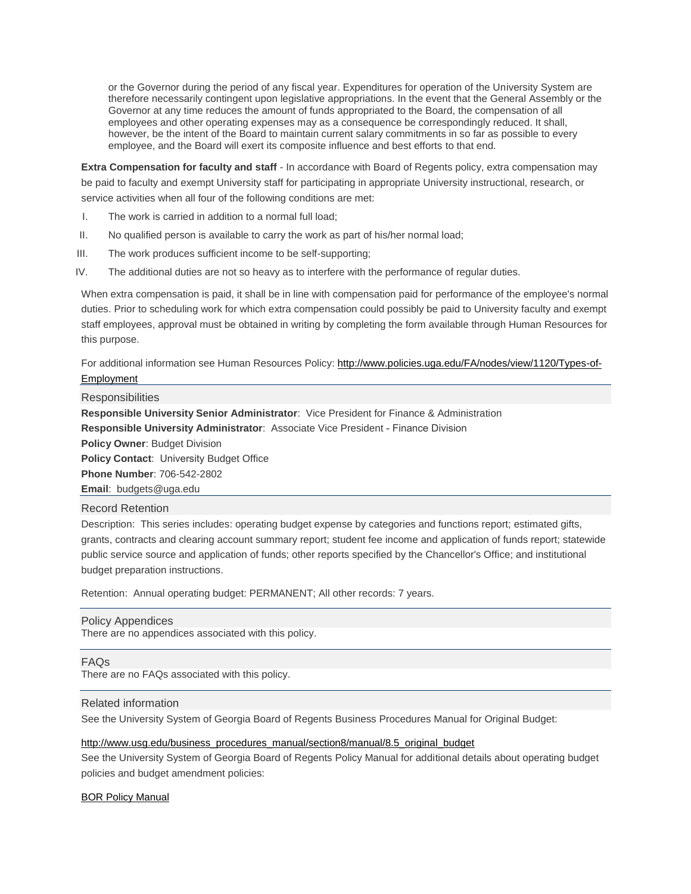or the Governor during the period of any fiscal year. Expenditures for operation of the University System are therefore necessarily contingent upon legislative appropriations. In the event that the General Assembly or the Governor at any time reduces the amount of funds appropriated to the Board, the compensation of all employees and other operating expenses may as a consequence be correspondingly reduced. It shall, however, be the intent of the Board to maintain current salary commitments in so far as possible to every employee, and the Board will exert its composite influence and best efforts to that end.

**Extra Compensation for faculty and staff** - In accordance with Board of Regents policy, extra compensation may be paid to faculty and exempt University staff for participating in appropriate University instructional, research, or service activities when all four of the following conditions are met:

I. The work is carried in addition to a normal full load;

II. No qualified person is available to carry the work as part of his/her normal load;

III. The work produces sufficient income to be self-supporting;

IV. The additional duties are not so heavy as to interfere with the performance of regular duties.

When extra compensation is paid, it shall be in line with compensation paid for performance of the employee's normal duties. Prior to scheduling work for which extra compensation could possibly be paid to University faculty and exempt staff employees, approval must be obtained in writing by completing the form available through Human Resources for this purpose.

For additional information see Human Resources Policy: http://www.policies.uga.edu/FA/nodes/view/1120/Types-of-Employment

## Responsibilities

**Responsible University Senior Administrator**: Vice President for Finance & Administration

**Responsible University Administrator**: Associate Vice President - Finance Division

**Policy Owner**: Budget Division

**Policy Contact**: University Budget Office

**Phone Number**: 706-542-2802

**Email**: budgets@uga.edu

## Record Retention

Description: This series includes: operating budget expense by categories and functions report; estimated gifts, grants, contracts and clearing account summary report; student fee income and application of funds report; statewide public service source and application of funds; other reports specified by the Chancellor's Office; and institutional budget preparation instructions.

Retention: Annual operating budget: PERMANENT; All other records: 7 years.

## Policy Appendices

There are no appendices associated with this policy.

## FAQs

There are no FAQs associated with this policy.

## Related information

See the University System of Georgia Board of Regents Business Procedures Manual for Original Budget:

http://www.usg.edu/business_procedures_manual/section8/manual/8.5_original_budget

See the University System of Georgia Board of Regents Policy Manual for additional details about operating budget policies and budget amendment policies:

BOR Policy Manual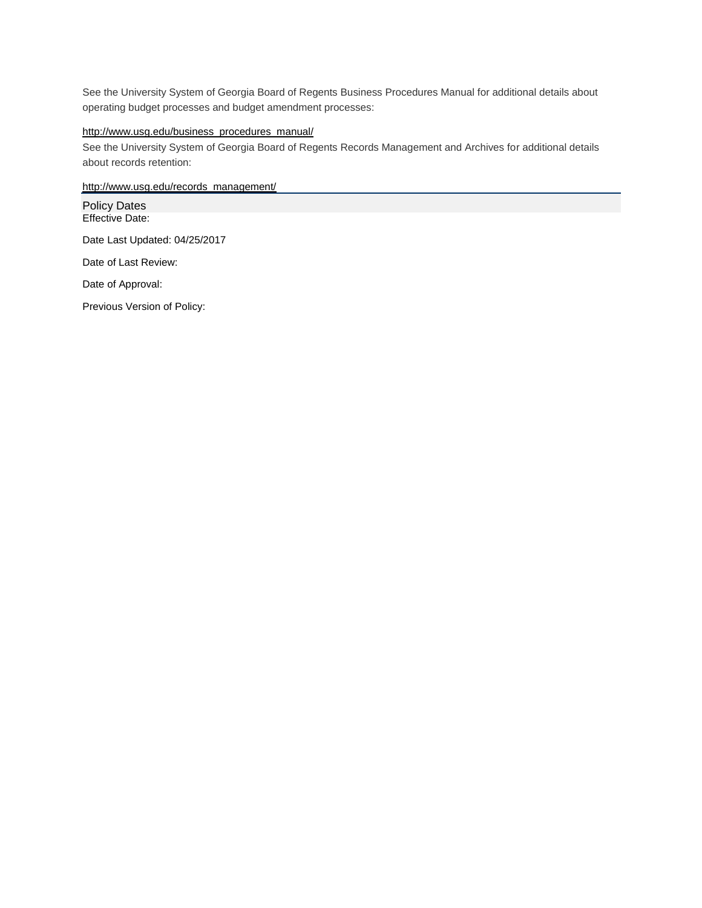See the University System of Georgia Board of Regents Business Procedures Manual for additional details about operating budget processes and budget amendment processes:

http://www.usg.edu/business_procedures_manual/

See the University System of Georgia Board of Regents Records Management and Archives for additional details about records retention:

http://www.usg.edu/records_management/

## Policy Dates

Effective Date:

Date Last Updated: 04/25/2017

Date of Last Review:

Date of Approval:

Previous Version of Policy: